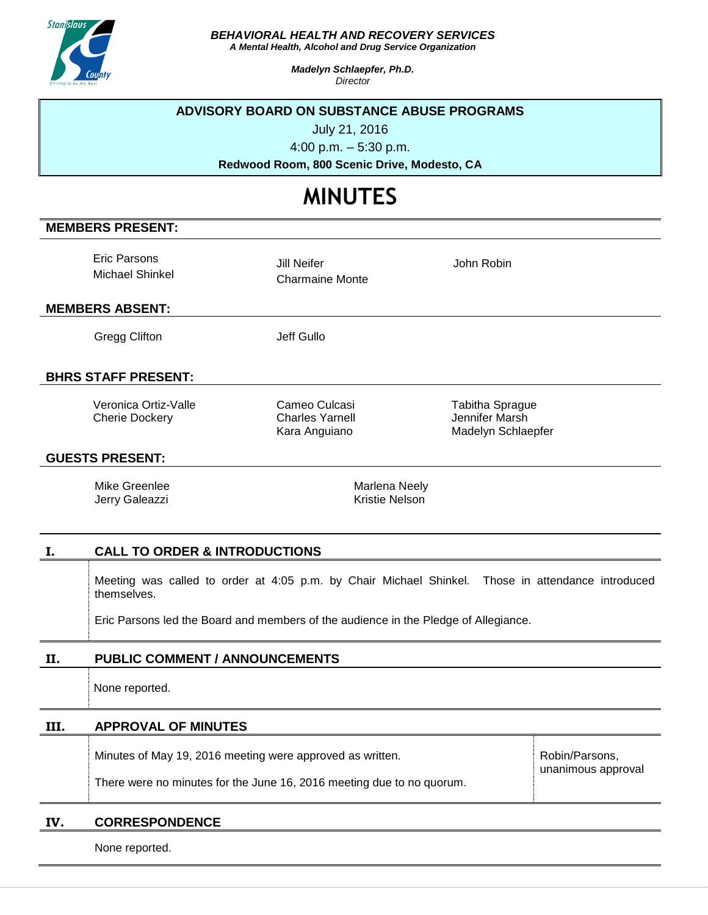***BEHAVIORAL HEALTH AND RECOVERY SERVICES***
***A Mental Health, Alcohol and Drug Service Organization***

***Madelyn Schlaepfer, Ph.D.***
*Director*

**ADVISORY BOARD ON SUBSTANCE ABUSE PROGRAMS**

July 21, 2016

4:00 p.m. – 5:30 p.m.

**Redwood Room, 800 Scenic Drive, Modesto, CA**

# MINUTES

## MEMBERS PRESENT:

Eric Parsons
Michael Shinkel
Jill Neifer
Charmaine Monte
John Robin

## MEMBERS ABSENT:

Gregg Clifton
Jeff Gullo

## BHRS STAFF PRESENT:

Veronica Ortiz-Valle
Cherie Dockery
Cameo Culcasi
Charles Yarnell
Kara Anguiano
Tabitha Sprague
Jennifer Marsh
Madelyn Schlaepfer

## GUESTS PRESENT:

Mike Greenlee
Jerry Galeazzi
Marlena Neely
Kristie Nelson

## I. CALL TO ORDER & INTRODUCTIONS

Meeting was called to order at 4:05 p.m. by Chair Michael Shinkel. Those in attendance introduced themselves.

Eric Parsons led the Board and members of the audience in the Pledge of Allegiance.

## II. PUBLIC COMMENT / ANNOUNCEMENTS

None reported.

## III. APPROVAL OF MINUTES

Minutes of May 19, 2016 meeting were approved as written.

There were no minutes for the June 16, 2016 meeting due to no quorum.

Robin/Parsons, unanimous approval

## IV. CORRESPONDENCE

None reported.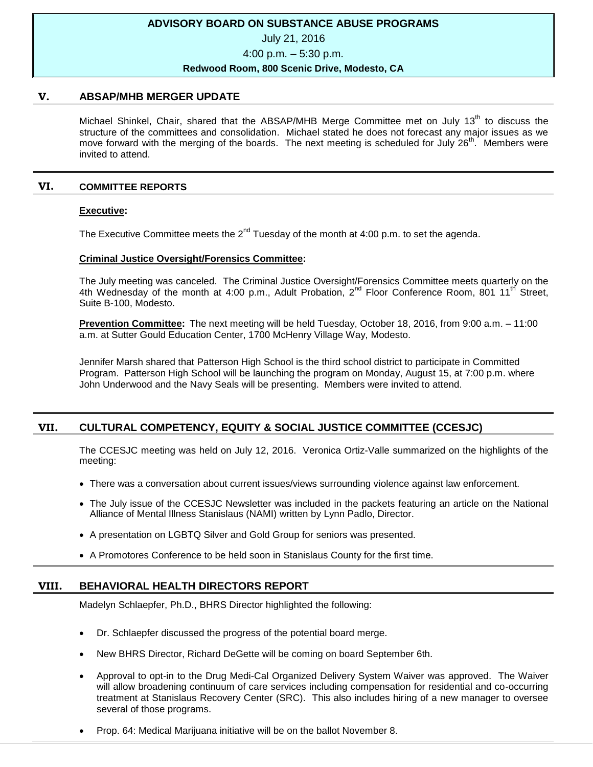# ADVISORY BOARD ON SUBSTANCE ABUSE PROGRAMS

July 21, 2016

4:00 p.m. – 5:30 p.m.

**Redwood Room, 800 Scenic Drive, Modesto, CA**

## V. ABSAP/MHB MERGER UPDATE

Michael Shinkel, Chair, shared that the ABSAP/MHB Merge Committee met on July 13th to discuss the structure of the committees and consolidation. Michael stated he does not forecast any major issues as we move forward with the merging of the boards. The next meeting is scheduled for July 26th. Members were invited to attend.

## VI. COMMITTEE REPORTS

**Executive:**

The Executive Committee meets the 2nd Tuesday of the month at 4:00 p.m. to set the agenda.

**Criminal Justice Oversight/Forensics Committee:**

The July meeting was canceled. The Criminal Justice Oversight/Forensics Committee meets quarterly on the 4th Wednesday of the month at 4:00 p.m., Adult Probation, 2nd Floor Conference Room, 801 11th Street, Suite B-100, Modesto.

**Prevention Committee:** The next meeting will be held Tuesday, October 18, 2016, from 9:00 a.m. – 11:00 a.m. at Sutter Gould Education Center, 1700 McHenry Village Way, Modesto.

Jennifer Marsh shared that Patterson High School is the third school district to participate in Committed Program. Patterson High School will be launching the program on Monday, August 15, at 7:00 p.m. where John Underwood and the Navy Seals will be presenting. Members were invited to attend.

## VII. CULTURAL COMPETENCY, EQUITY & SOCIAL JUSTICE COMMITTEE (CCESJC)

The CCESJC meeting was held on July 12, 2016. Veronica Ortiz-Valle summarized on the highlights of the meeting:

- There was a conversation about current issues/views surrounding violence against law enforcement.
- The July issue of the CCESJC Newsletter was included in the packets featuring an article on the National Alliance of Mental Illness Stanislaus (NAMI) written by Lynn Padlo, Director.
- A presentation on LGBTQ Silver and Gold Group for seniors was presented.
- A Promotores Conference to be held soon in Stanislaus County for the first time.

## VIII. BEHAVIORAL HEALTH DIRECTORS REPORT

Madelyn Schlaepfer, Ph.D., BHRS Director highlighted the following:

- Dr. Schlaepfer discussed the progress of the potential board merge.
- New BHRS Director, Richard DeGette will be coming on board September 6th.
- Approval to opt-in to the Drug Medi-Cal Organized Delivery System Waiver was approved. The Waiver will allow broadening continuum of care services including compensation for residential and co-occurring treatment at Stanislaus Recovery Center (SRC). This also includes hiring of a new manager to oversee several of those programs.
- Prop. 64: Medical Marijuana initiative will be on the ballot November 8.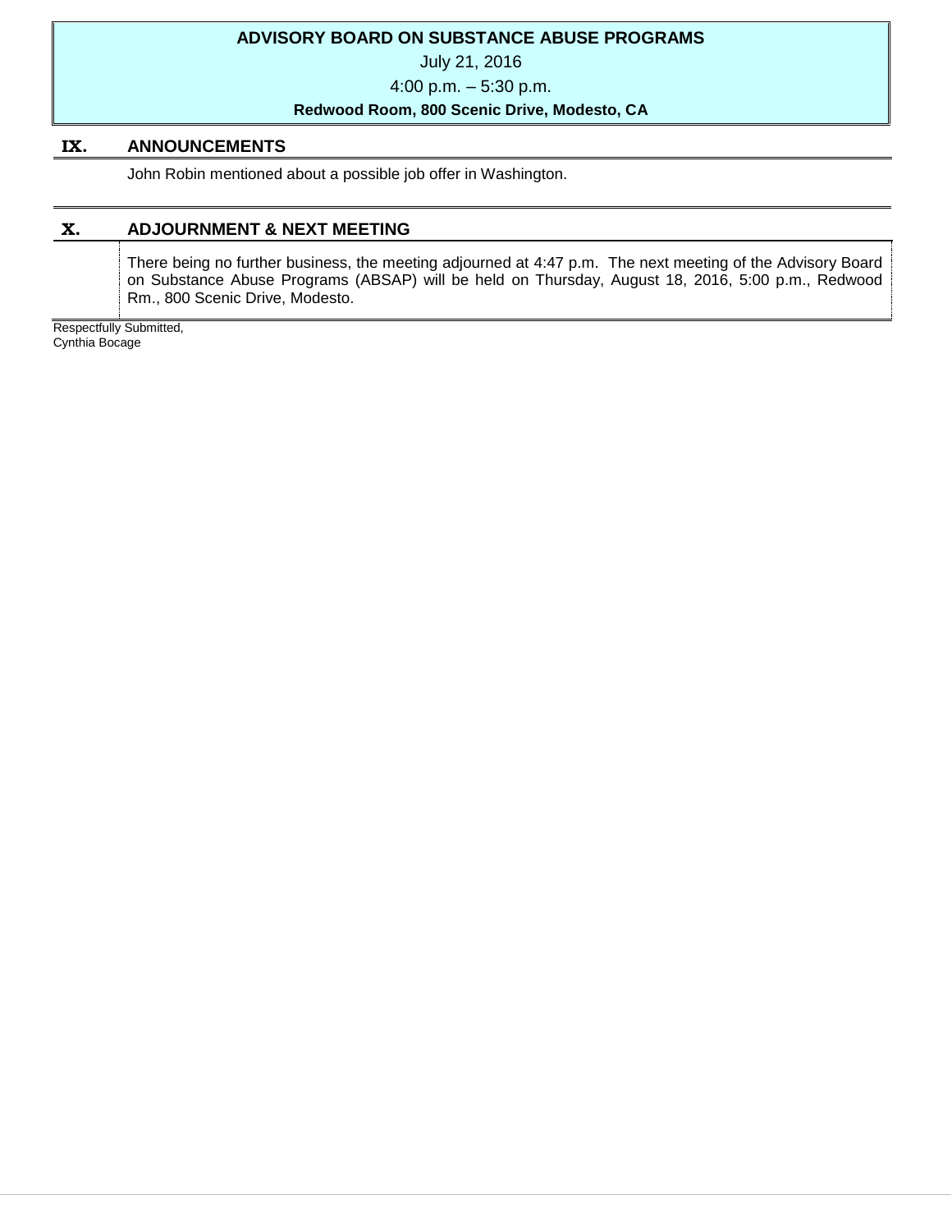**ADVISORY BOARD ON SUBSTANCE ABUSE PROGRAMS**

July 21, 2016

4:00 p.m. – 5:30 p.m.

**Redwood Room, 800 Scenic Drive, Modesto, CA**

## IX. ANNOUNCEMENTS

John Robin mentioned about a possible job offer in Washington.

## X. ADJOURNMENT & NEXT MEETING

There being no further business, the meeting adjourned at 4:47 p.m. The next meeting of the Advisory Board on Substance Abuse Programs (ABSAP) will be held on Thursday, August 18, 2016, 5:00 p.m., Redwood Rm., 800 Scenic Drive, Modesto.

Respectfully Submitted,
Cynthia Bocage